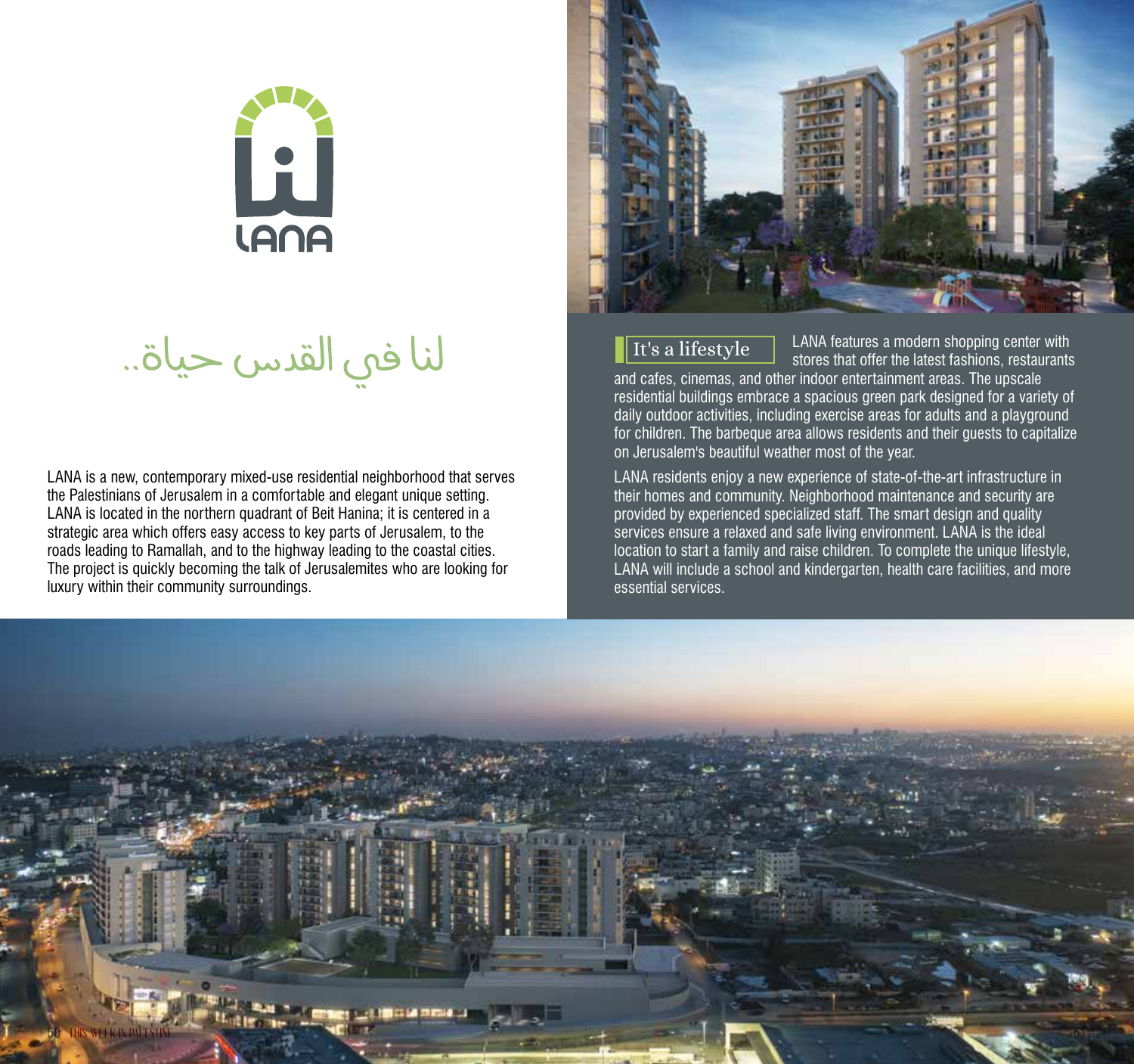LANA

لنا في القدس حياة..

LANA is a new, contemporary mixed-use residential neighborhood that serves the Palestinians of Jerusalem in a comfortable and elegant unique setting. LANA is located in the northern quadrant of Beit Hanina; it is centered in a strategic area which offers easy access to key parts of Jerusalem, to the roads leading to Ramallah, and to the highway leading to the coastal cities. The project is quickly becoming the talk of Jerusalemites who are looking for luxury within their community surroundings.

## It's a lifestyle

LANA features a modern shopping center with stores that offer the latest fashions, restaurants and cafes, cinemas, and other indoor entertainment areas. The upscale residential buildings embrace a spacious green park designed for a variety of daily outdoor activities, including exercise areas for adults and a playground for children. The barbeque area allows residents and their guests to capitalize on Jerusalem's beautiful weather most of the year.

LANA residents enjoy a new experience of state-of-the-art infrastructure in their homes and community. Neighborhood maintenance and security are provided by experienced specialized staff. The smart design and quality services ensure a relaxed and safe living environment. LANA is the ideal location to start a family and raise children. To complete the unique lifestyle, LANA will include a school and kindergarten, health care facilities, and more essential services.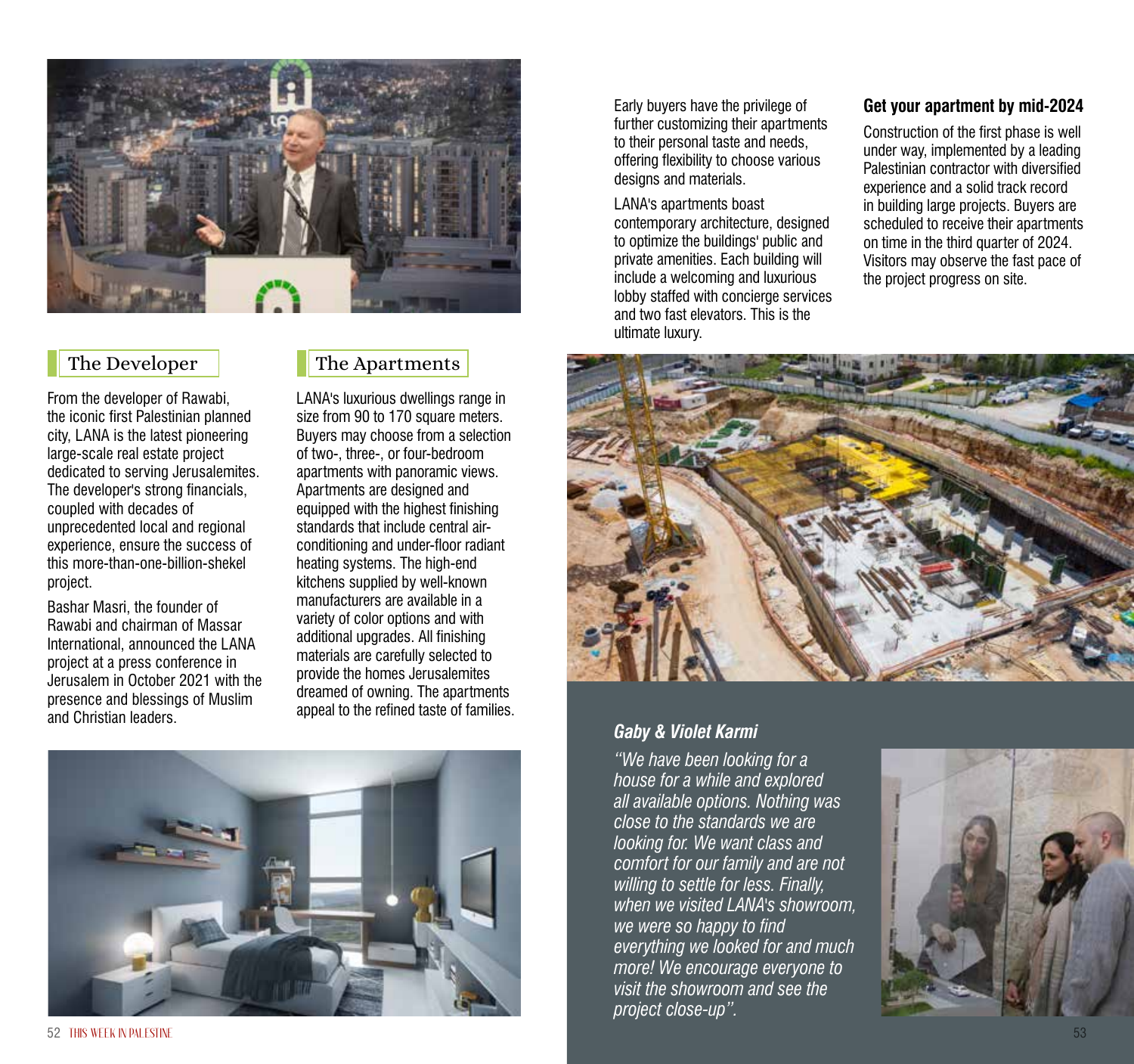## The Developer

From the developer of Rawabi, the iconic first Palestinian planned city, LANA is the latest pioneering large-scale real estate project dedicated to serving Jerusalemites. The developer's strong financials, coupled with decades of unprecedented local and regional experience, ensure the success of this more-than-one-billion-shekel project.

Bashar Masri, the founder of Rawabi and chairman of Massar International, announced the LANA project at a press conference in Jerusalem in October 2021 with the presence and blessings of Muslim and Christian leaders.

## The Apartments

LANA's luxurious dwellings range in size from 90 to 170 square meters. Buyers may choose from a selection of two-, three-, or four-bedroom apartments with panoramic views. Apartments are designed and equipped with the highest finishing standards that include central air-conditioning and under-floor radiant heating systems. The high-end kitchens supplied by well-known manufacturers are available in a variety of color options and with additional upgrades. All finishing materials are carefully selected to provide the homes Jerusalemites dreamed of owning. The apartments appeal to the refined taste of families.

Early buyers have the privilege of further customizing their apartments to their personal taste and needs, offering flexibility to choose various designs and materials.

LANA's apartments boast contemporary architecture, designed to optimize the buildings' public and private amenities. Each building will include a welcoming and luxurious lobby staffed with concierge services and two fast elevators. This is the ultimate luxury.

**Get your apartment by mid-2024**

Construction of the first phase is well under way, implemented by a leading Palestinian contractor with diversified experience and a solid track record in building large projects. Buyers are scheduled to receive their apartments on time in the third quarter of 2024. Visitors may observe the fast pace of the project progress on site.

***Gaby & Violet Karmi***

*"We have been looking for a house for a while and explored all available options. Nothing was close to the standards we are looking for. We want class and comfort for our family and are not willing to settle for less. Finally, when we visited LANA's showroom, we were so happy to find everything we looked for and much more! We encourage everyone to visit the showroom and see the project close-up".*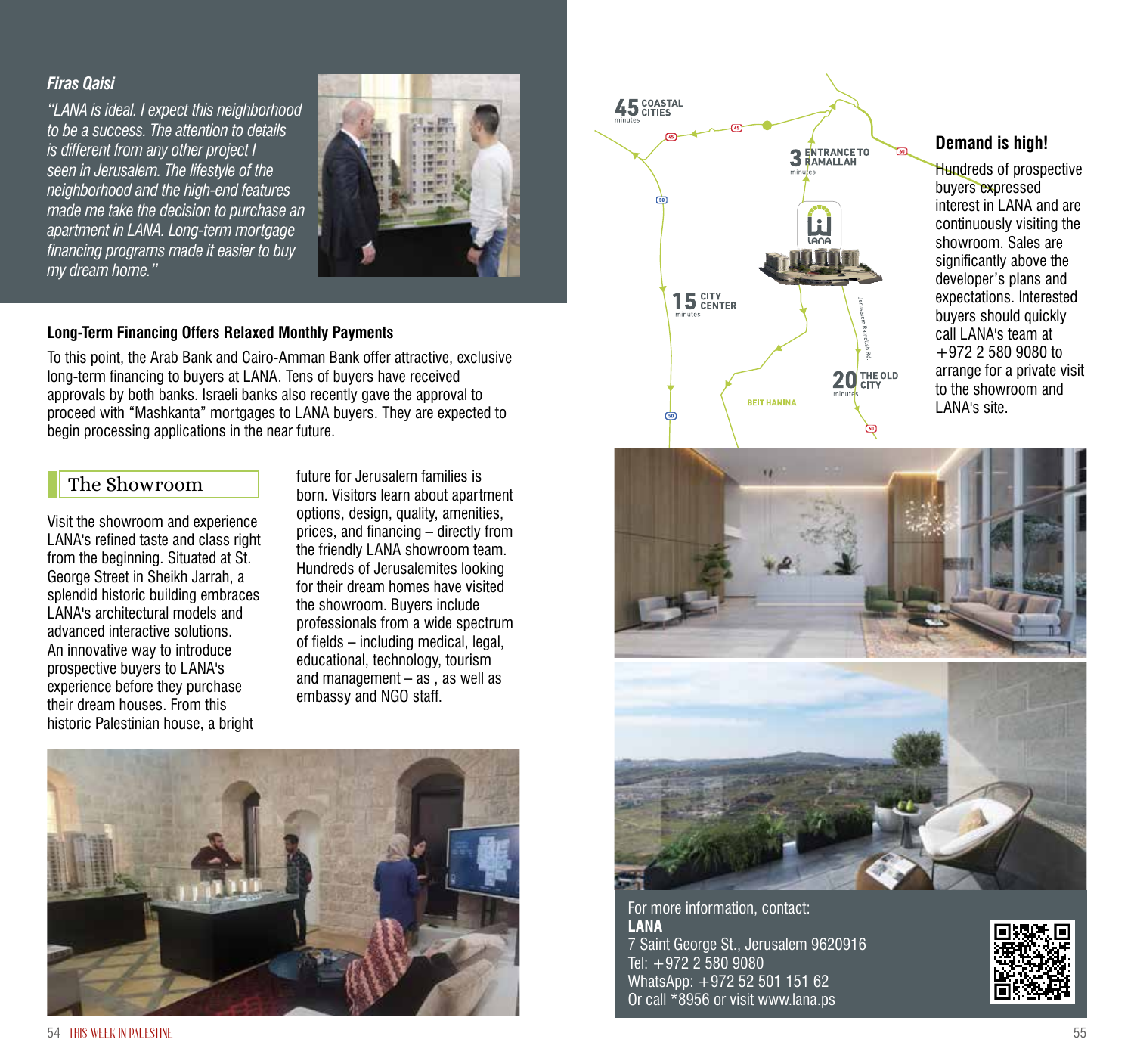***Firas Qaisi***

*"LANA is ideal. I expect this neighborhood to be a success. The attention to details is different from any other project I seen in Jerusalem. The lifestyle of the neighborhood and the high-end features made me take the decision to purchase an apartment in LANA. Long-term mortgage financing programs made it easier to buy my dream home."*

### Long-Term Financing Offers Relaxed Monthly Payments

To this point, the Arab Bank and Cairo-Amman Bank offer attractive, exclusive long-term financing to buyers at LANA. Tens of buyers have received approvals by both banks. Israeli banks also recently gave the approval to proceed with "Mashkanta" mortgages to LANA buyers. They are expected to begin processing applications in the near future.

## The Showroom

Visit the showroom and experience LANA's refined taste and class right from the beginning. Situated at St. George Street in Sheikh Jarrah, a splendid historic building embraces LANA's architectural models and advanced interactive solutions. An innovative way to introduce prospective buyers to LANA's experience before they purchase their dream houses. From this historic Palestinian house, a bright future for Jerusalem families is born. Visitors learn about apartment options, design, quality, amenities, prices, and financing – directly from the friendly LANA showroom team. Hundreds of Jerusalemites looking for their dream homes have visited the showroom. Buyers include professionals from a wide spectrum of fields – including medical, legal, educational, technology, tourism and management – as , as well as embassy and NGO staff.

45 minutes COASTAL CITIES

3 minutes ENTRANCE TO RAMALLAH

15 minutes CITY CENTER

20 minutes THE OLD CITY

BEIT HANINA

Jerusalem Ramallah Rd.

### Demand is high!

Hundreds of prospective buyers expressed interest in LANA and are continuously visiting the showroom. Sales are significantly above the developer's plans and expectations. Interested buyers should quickly call LANA's team at +972 2 580 9080 to arrange for a private visit to the showroom and LANA's site.

For more information, contact:
**LANA**
7 Saint George St., Jerusalem 9620916
Tel: +972 2 580 9080
WhatsApp: +972 52 501 151 62
Or call *8956 or visit www.lana.ps